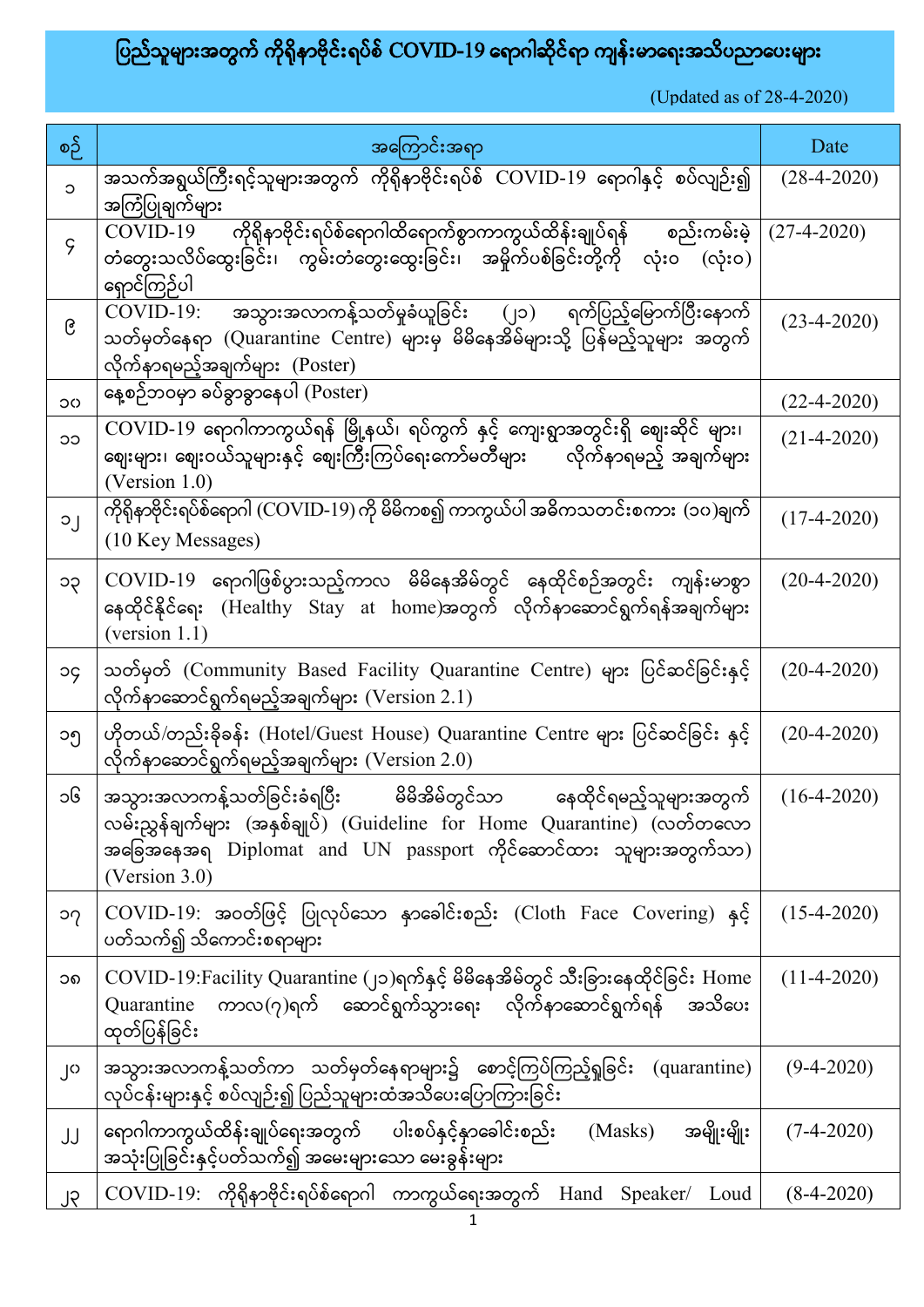# ပြည်သူများအတွက် ကိုရိုနာဗိုင်းရပ်စ် COVID-19 ရောဂါဆိုင်ရာ ကျန်းမာရေးအသိပညာပေးများ

(Updated as of 28-4-2020)

| စဉ် | အကြောင်းအရာ | Date |
|---|---|---|
| ၁ | အသက်အရွယ်ကြီးရင့်သူများအတွက် ကိုရိုနာဗိုင်းရပ်စ် COVID-19 ရောဂါနှင့် စပ်လျဉ်း၍ အကြံပြုချက်များ | (28-4-2020) |
| ၄ | COVID-19 ကိုရိုနာဗိုင်းရပ်စ်ရောဂါထိရောက်စွာကာကွယ်ထိန်းချုပ်ရန် စည်းကမ်းမဲ့ တံတွေးသလိပ်ထွေးခြင်း၊ ကွမ်းတံတွေးထွေးခြင်း၊ အမှိုက်ပစ်ခြင်းတို့ကို လုံးဝ (လုံးဝ) ရှောင်ကြဉ်ပါ | (27-4-2020) |
| ၉ | COVID-19: အသွားအလာကန့်သတ်မှုခံယူခြင်း (၂၁) ရက်ပြည့်မြောက်ပြီးနောက် သတ်မှတ်နေရာ (Quarantine Centre) များမှ မိမိနေအိမ်များသို့ ပြန်မည့်သူများ အတွက် လိုက်နာရမည့်အချက်များ (Poster) | (23-4-2020) |
| ၁၀ | နေ့စဉ်ဘဝမှာ ခပ်ခွာခွာနေပါ (Poster) | (22-4-2020) |
| ၁၁ | COVID-19 ရောဂါကာကွယ်ရန် မြို့နယ်၊ ရပ်ကွက် နှင့် ကျေးရွာအတွင်းရှိ ဈေးဆိုင် များ၊ ဈေးများ၊ ဈေးဝယ်သူများနှင့် ဈေးကြီးကြပ်ရေးကော်မတီများ လိုက်နာရမည့် အချက်များ (Version 1.0) | (21-4-2020) |
| ၁၂ | ကိုရိုနာဗိုင်းရပ်စ်ရောဂါ (COVID-19) ကို မိမိကစ၍ ကာကွယ်ပါ အဓိကသတင်းစကား (၁၀)ချက် (10 Key Messages) | (17-4-2020) |
| ၁၃ | COVID-19 ရောဂါဖြစ်ပွားသည့်ကာလ မိမိနေအိမ်တွင် နေထိုင်စဉ်အတွင်း ကျန်းမာစွာ နေထိုင်နိုင်ရေး (Healthy Stay at home)အတွက် လိုက်နာဆောင်ရွက်ရန်အချက်များ (version 1.1) | (20-4-2020) |
| ၁၄ | သတ်မှတ် (Community Based Facility Quarantine Centre) များ ပြင်ဆင်ခြင်းနှင့် လိုက်နာဆောင်ရွက်ရမည့်အချက်များ (Version 2.1) | (20-4-2020) |
| ၁၅ | ဟိုတယ်/တည်းခိုခန်း (Hotel/Guest House) Quarantine Centre များ ပြင်ဆင်ခြင်း နှင့် လိုက်နာဆောင်ရွက်ရမည့်အချက်များ (Version 2.0) | (20-4-2020) |
| ၁၆ | အသွားအလာကန့်သတ်ခြင်းခံရပြီး မိမိအိမ်တွင်သာ နေထိုင်ရမည့်သူများအတွက် လမ်းညွှန်ချက်များ (အနှစ်ချုပ်) (Guideline for Home Quarantine) (လတ်တလော အခြေအနေအရ Diplomat and UN passport ကိုင်ဆောင်ထား သူများအတွက်သာ) (Version 3.0) | (16-4-2020) |
| ၁၇ | COVID-19: အဝတ်ဖြင့် ပြုလုပ်သော နှာခေါင်းစည်း (Cloth Face Covering) နှင့် ပတ်သက်၍ သိကောင်းစရာများ | (15-4-2020) |
| ၁၈ | COVID-19:Facility Quarantine (၂၁)ရက်နှင့် မိမိနေအိမ်တွင် သီးခြားနေထိုင်ခြင်း Home Quarantine ကာလ(၇)ရက် ဆောင်ရွက်သွားရေး လိုက်နာဆောင်ရွက်ရန် အသိပေး ထုတ်ပြန်ခြင်း | (11-4-2020) |
| ၂၀ | အသွားအလာကန့်သတ်ကာ သတ်မှတ်နေရာများ၌ စောင့်ကြပ်ကြည့်ရှုခြင်း (quarantine) လုပ်ငန်းများနှင့် စပ်လျဉ်း၍ ပြည်သူများထံအသိပေးပြောကြားခြင်း | (9-4-2020) |
| ၂၂ | ရောဂါကာကွယ်ထိန်းချုပ်ရေးအတွက် ပါးစပ်နှင့်နှာခေါင်းစည်း (Masks) အမျိုးမျိုး အသုံးပြုခြင်းနှင့်ပတ်သက်၍ အမေးများသော မေးခွန်းများ | (7-4-2020) |
| ၂၃ | COVID-19: ကိုရိုနာဗိုင်းရပ်စ်ရောဂါ ကာကွယ်ရေးအတွက် Hand Speaker/ Loud | (8-4-2020) |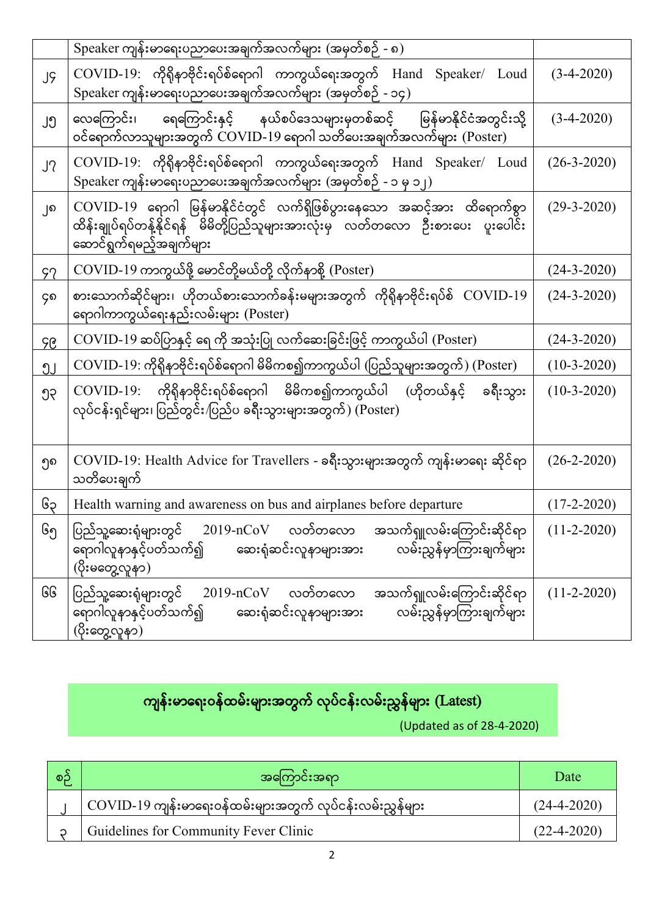| | | |
|---|---|---|
| | Speaker ကျန်းမာရေးပညာပေးအချက်အလက်များ (အမှတ်စဉ် - ၈) | |
| ၂၄ | COVID-19: ကိုရိုနာဗိုင်းရပ်စ်ရောဂါ ကာကွယ်ရေးအတွက် Hand Speaker/ Loud Speaker ကျန်းမာရေးပညာပေးအချက်အလက်များ (အမှတ်စဉ် - ၁၄) | (3-4-2020) |
| ၂၅ | လေကြောင်း၊ ရေကြောင်းနှင့် နယ်စပ်ဒေသများမှတစ်ဆင့် မြန်မာနိုင်ငံအတွင်းသို့ ဝင်ရောက်လာသူများအတွက် COVID-19 ရောဂါ သတိပေးအချက်အလက်များ (Poster) | (3-4-2020) |
| ၂၇ | COVID-19: ကိုရိုနာဗိုင်းရပ်စ်ရောဂါ ကာကွယ်ရေးအတွက် Hand Speaker/ Loud Speaker ကျန်းမာရေးပညာပေးအချက်အလက်များ (အမှတ်စဉ် - ၁ မှ ၁၂) | (26-3-2020) |
| ၂၈ | COVID-19 ရောဂါ မြန်မာနိုင်ငံတွင် လက်ရှိဖြစ်ပွားနေသော အဆင့်အား ထိရောက်စွာ ထိန်းချုပ်ရပ်တန့်နိုင်ရန် မိမိတို့ပြည်သူများအားလုံးမှ လတ်တလော ဦးစားပေး ပူးပေါင်းဆောင်ရွက်ရမည့်အချက်များ | (29-3-2020) |
| ၄၇ | COVID-19 ကာကွယ်ဖို့ မောင်တို့မယ်တို့ လိုက်နာစို့ (Poster) | (24-3-2020) |
| ၄၈ | စားသောက်ဆိုင်များ၊ ဟိုတယ်စားသောက်ခန်းမများအတွက် ကိုရိုနာဗိုင်းရပ်စ် COVID-19 ရောဂါကာကွယ်ရေးနည်းလမ်းများ (Poster) | (24-3-2020) |
| ၄၉ | COVID-19 ဆပ်ပြာနှင့် ရေ ကို အသုံးပြု လက်ဆေးခြင်းဖြင့် ကာကွယ်ပါ (Poster) | (24-3-2020) |
| ၅၂ | COVID-19: ကိုရိုနာဗိုင်းရပ်စ်ရောဂါ မိမိကစ၍ကာကွယ်ပါ (ပြည်သူများအတွက်) (Poster) | (10-3-2020) |
| ၅၃ | COVID-19: ကိုရိုနာဗိုင်းရပ်စ်ရောဂါ မိမိကစ၍ကာကွယ်ပါ (ဟိုတယ်နှင့် ခရီးသွားလုပ်ငန်းရှင်များ၊ ပြည်တွင်း/ပြည်ပ ခရီးသွားများအတွက်) (Poster) | (10-3-2020) |
| ၅၈ | COVID-19: Health Advice for Travellers - ခရီးသွားများအတွက် ကျန်းမာရေး ဆိုင်ရာ သတိပေးချက် | (26-2-2020) |
| ၆၃ | Health warning and awareness on bus and airplanes before departure | (17-2-2020) |
| ၆၅ | ပြည်သူ့ဆေးရုံများတွင် 2019-nCoV လတ်တလော အသက်ရှူလမ်းကြောင်းဆိုင်ရာ ရောဂါလူနာနှင့်ပတ်သက်၍ ဆေးရုံဆင်းလူနာများအား လမ်းညွှန်မှာကြားချက်များ (ပိုးမတွေ့လူနာ) | (11-2-2020) |
| ၆၆ | ပြည်သူ့ဆေးရုံများတွင် 2019-nCoV လတ်တလော အသက်ရှူလမ်းကြောင်းဆိုင်ရာ ရောဂါလူနာနှင့်ပတ်သက်၍ ဆေးရုံဆင်းလူနာများအား လမ်းညွှန်မှာကြားချက်များ (ပိုးတွေ့လူနာ) | (11-2-2020) |

## ကျန်းမာရေးဝန်ထမ်းများအတွက် လုပ်ငန်းလမ်းညွှန်များ (Latest)

(Updated as of 28-4-2020)

| စဉ် | အကြောင်းအရာ | Date |
|---|---|---|
| ၂ | COVID-19 ကျန်းမာရေးဝန်ထမ်းများအတွက် လုပ်ငန်းလမ်းညွှန်များ | (24-4-2020) |
| ၃ | Guidelines for Community Fever Clinic | (22-4-2020) |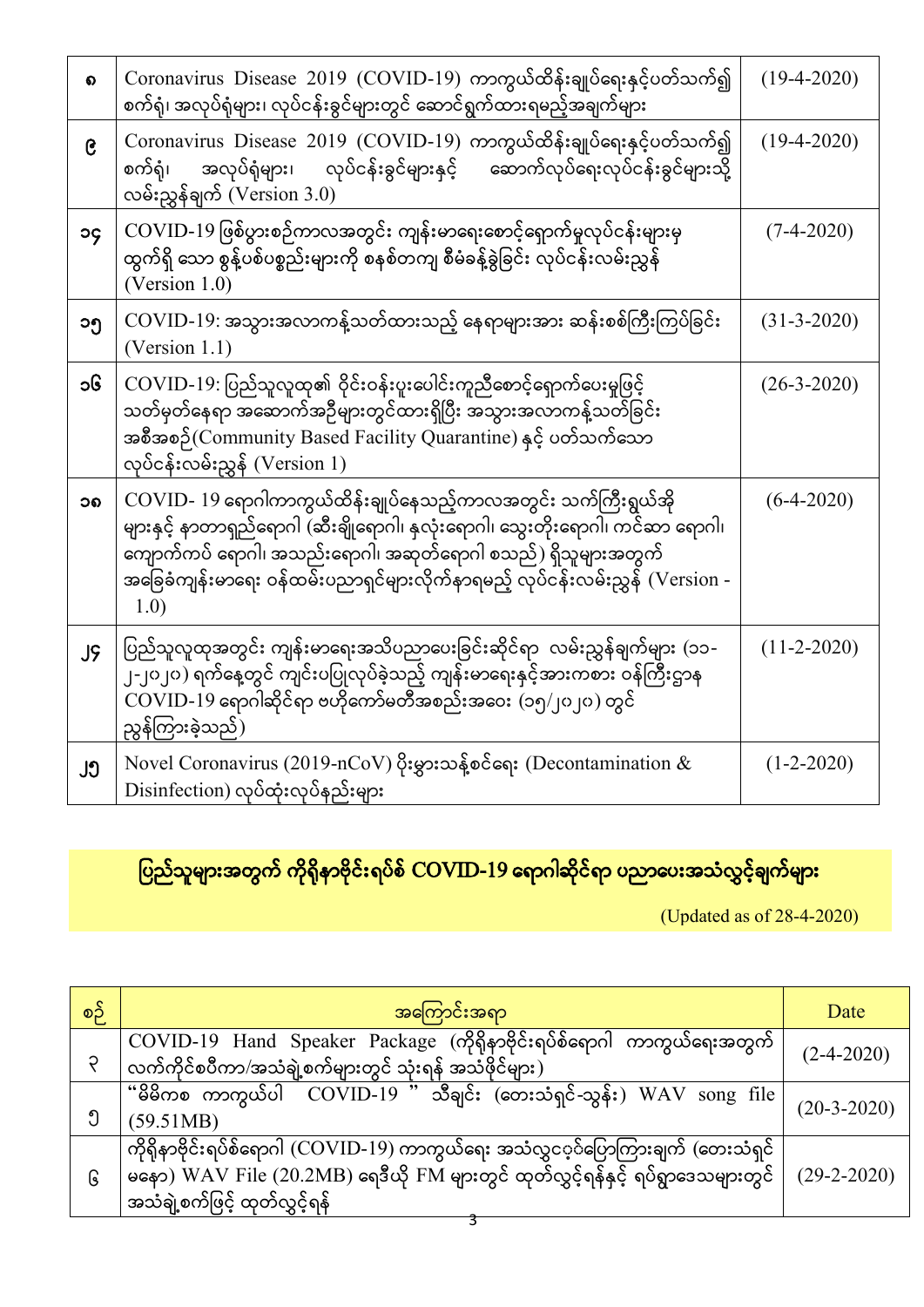| | | |
|---|---|---|
| ၈ | Coronavirus Disease 2019 (COVID-19) ကာကွယ်ထိန်းချုပ်ရေးနှင့်ပတ်သက်၍ စက်ရုံ၊ အလုပ်ရုံများ၊ လုပ်ငန်းခွင်များတွင် ဆောင်ရွက်ထားရမည့်အချက်များ | (19-4-2020) |
| ၉ | Coronavirus Disease 2019 (COVID-19) ကာကွယ်ထိန်းချုပ်ရေးနှင့်ပတ်သက်၍ စက်ရုံ၊ အလုပ်ရုံများ၊ လုပ်ငန်းခွင်များနှင့် ဆောက်လုပ်ရေးလုပ်ငန်းခွင်များသို့ လမ်းညွှန်ချက် (Version 3.0) | (19-4-2020) |
| ၁၄ | COVID-19 ဖြစ်ပွားစဉ်ကာလအတွင်း ကျန်းမာရေးစောင့်ရှောက်မှုလုပ်ငန်းများမှ ထွက်ရှိ သော စွန့်ပစ်ပစ္စည်းများကို စနစ်တကျ စီမံခန့်ခွဲခြင်း လုပ်ငန်းလမ်းညွှန် (Version 1.0) | (7-4-2020) |
| ၁၅ | COVID-19: အသွားအလာကန့်သတ်ထားသည့် နေရာများအား ဆန်းစစ်ကြီးကြပ်ခြင်း (Version 1.1) | (31-3-2020) |
| ၁၆ | COVID-19: ပြည်သူလူထု၏ ဝိုင်းဝန်းပူးပေါင်းကူညီစောင့်ရှောက်ပေးမှုဖြင့် သတ်မှတ်နေရာ အဆောက်အဦများတွင်ထားရှိပြီး အသွားအလာကန့်သတ်ခြင်း အစီအစဉ်(Community Based Facility Quarantine) နှင့် ပတ်သက်သော လုပ်ငန်းလမ်းညွှန် (Version 1) | (26-3-2020) |
| ၁၈ | COVID- 19 ရောဂါကာကွယ်ထိန်းချုပ်နေသည့်ကာလအတွင်း သက်ကြီးရွယ်အို များနှင့် နာတာရှည်ရောဂါ (ဆီးချိုရောဂါ၊ နှလုံးရောဂါ၊ သွေးတိုးရောဂါ၊ ကင်ဆာ ရောဂါ၊ ကျောက်ကပ် ရောဂါ၊ အသည်းရောဂါ၊ အဆုတ်ရောဂါ စသည်) ရှိသူများအတွက် အခြေခံကျန်းမာရေး ဝန်ထမ်းပညာရှင်များလိုက်နာရမည့် လုပ်ငန်းလမ်းညွှန် (Version - 1.0) | (6-4-2020) |
| ၂၄ | ပြည်သူလူထုအတွင်း ကျန်းမာရေးအသိပညာပေးခြင်းဆိုင်ရာ လမ်းညွှန်ချက်များ (၁၁-၂-၂၀၂၀) ရက်နေ့တွင် ကျင်းပပြုလုပ်ခဲ့သည့် ကျန်းမာရေးနှင့်အားကစား ဝန်ကြီးဌာန COVID-19 ရောဂါဆိုင်ရာ ဗဟိုကော်မတီအစည်းအဝေး (၁၅/၂၀၂၀) တွင် ညွှန်ကြားခဲ့သည်) | (11-2-2020) |
| ၂၅ | Novel Coronavirus (2019-nCoV) ပိုးမွှားသန့်စင်ရေး (Decontamination & Disinfection) လုပ်ထုံးလုပ်နည်းများ | (1-2-2020) |

## ပြည်သူများအတွက် ကိုရိုနာဗိုင်းရပ်စ် COVID-19 ရောဂါဆိုင်ရာ ပညာပေးအသံလွှင့်ချက်များ

(Updated as of 28-4-2020)

| စဉ် | အကြောင်းအရာ | Date |
|---|---|---|
| ၃ | COVID-19 Hand Speaker Package (ကိုရိုနာဗိုင်းရပ်စ်ရောဂါ ကာကွယ်ရေးအတွက် လက်ကိုင်စပီကာ/အသံချဲ့စက်များတွင် သုံးရန် အသံဖိုင်များ) | (2-4-2020) |
| ၅ | "မိမိကစ ကာကွယ်ပါ COVID-19 " သီချင်း (တေးသံရှင်-သွန်း) WAV song file (59.51MB) | (20-3-2020) |
| ၆ | ကိုရိုနာဗိုင်းရပ်စ်ရောဂါ (COVID-19) ကာကွယ်ရေး အသံလွှင့်ပြောကြားချက် (တေးသံရှင် မနော) WAV File (20.2MB) ရေဒီယို FM များတွင် ထုတ်လွှင့်ရန်နှင့် ရပ်ရွာဒေသများတွင် အသံချဲ့စက်ဖြင့် ထုတ်လွှင့်ရန် | (29-2-2020) |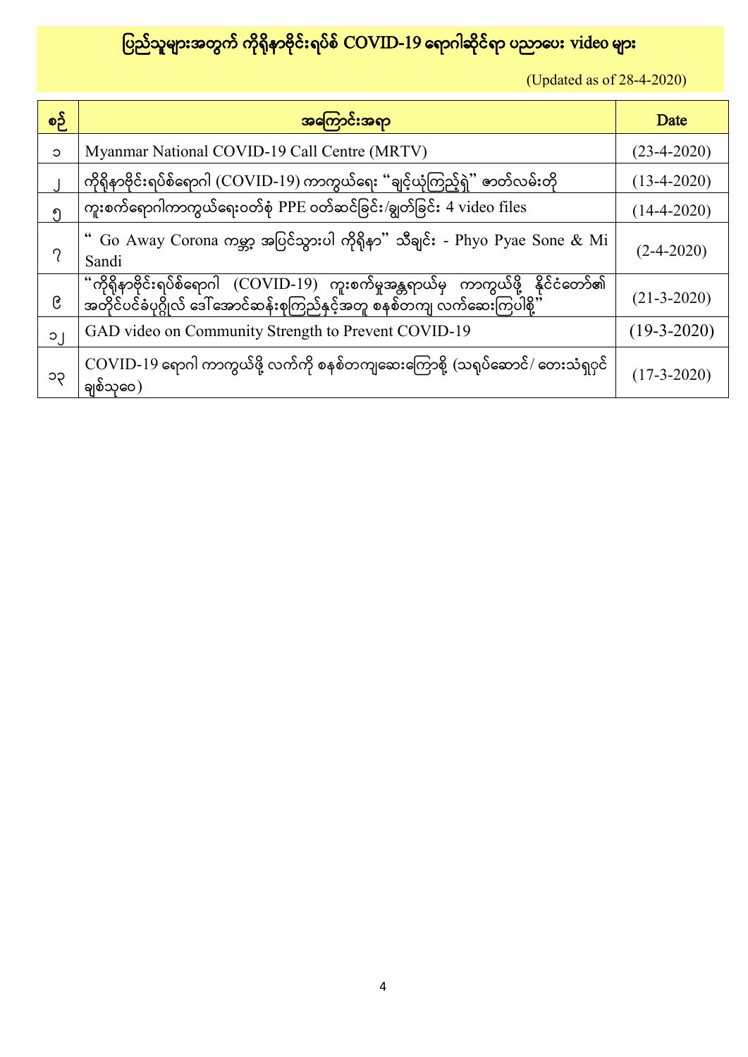# ပြည်သူများအတွက် ကိုရိုနာဗိုင်းရပ်စ် COVID-19 ရောဂါဆိုင်ရာ ပညာပေး video များ

(Updated as of 28-4-2020)

| စဉ် | အကြောင်းအရာ | Date |
|---|---|---|
| ၁ | Myanmar National COVID-19 Call Centre (MRTV) | (23-4-2020) |
| ၂ | ကိုရိုနာဗိုင်းရပ်စ်ရောဂါ (COVID-19) ကာကွယ်ရေး "ချင့်ယုံကြည့်ရှု" ဇာတ်လမ်းတို | (13-4-2020) |
| ၅ | ကူးစက်ရောဂါကာကွယ်ရေးဝတ်စုံ PPE ဝတ်ဆင်ခြင်း/ချွတ်ခြင်း 4 video files | (14-4-2020) |
| ၇ | " Go Away Corona ကမ္ဘာ့ အပြင်သွားပါ ကိုရိုနာ" သီချင်း - Phyo Pyae Sone & Mi Sandi | (2-4-2020) |
| ၉ | "ကိုရိုနာဗိုင်းရပ်စ်ရောဂါ (COVID-19) ကူးစက်မှုအန္တရာယ်မှ ကာကွယ်ဖို့ နိုင်ငံတော်၏ အတိုင်ပင်ခံပုဂ္ဂိုလ် ဒေါ်အောင်ဆန်းစုကြည်နှင့်အတူ စနစ်တကျ လက်ဆေးကြပါစို့" | (21-3-2020) |
| ၁၂ | GAD video on Community Strength to Prevent COVID-19 | (19-3-2020) |
| ၁၃ | COVID-19 ရောဂါ ကာကွယ်ဖို့ လက်ကို စနစ်တကျဆေးကြောစို့ (သရုပ်ဆောင်/ တေးသံရှင် ချစ်သုဝေ) | (17-3-2020) |